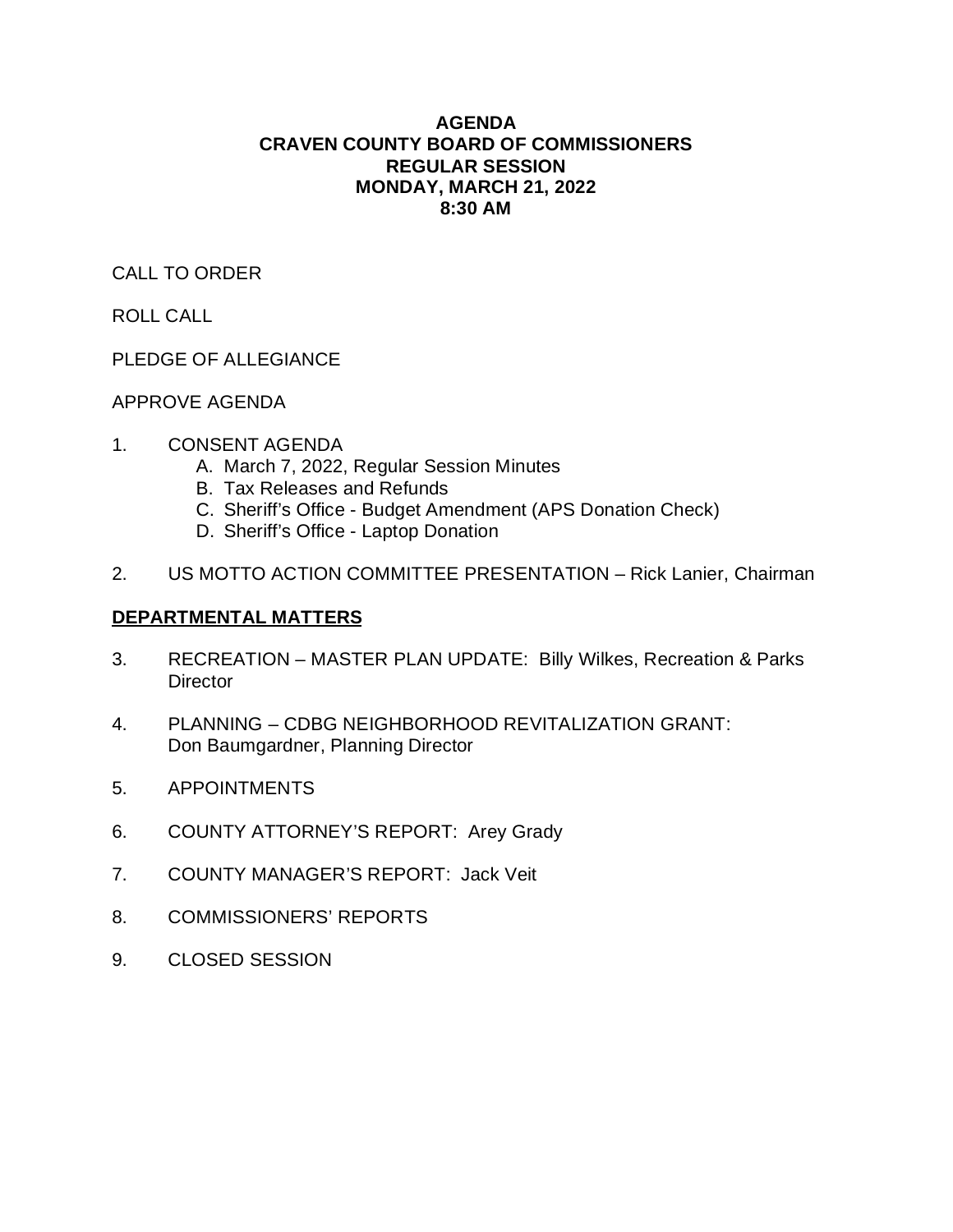# AGENDA
# CRAVEN COUNTY BOARD OF COMMISSIONERS
# REGULAR SESSION
# MONDAY, MARCH 21, 2022
# 8:30 AM

CALL TO ORDER

ROLL CALL

PLEDGE OF ALLEGIANCE

APPROVE AGENDA

1. CONSENT AGENDA
   - A. March 7, 2022, Regular Session Minutes
   - B. Tax Releases and Refunds
   - C. Sheriff's Office - Budget Amendment (APS Donation Check)
   - D. Sheriff's Office - Laptop Donation

2. US MOTTO ACTION COMMITTEE PRESENTATION – Rick Lanier, Chairman

**DEPARTMENTAL MATTERS**

3. RECREATION – MASTER PLAN UPDATE: Billy Wilkes, Recreation & Parks Director

4. PLANNING – CDBG NEIGHBORHOOD REVITALIZATION GRANT: Don Baumgardner, Planning Director

5. APPOINTMENTS

6. COUNTY ATTORNEY'S REPORT: Arey Grady

7. COUNTY MANAGER'S REPORT: Jack Veit

8. COMMISSIONERS' REPORTS

9. CLOSED SESSION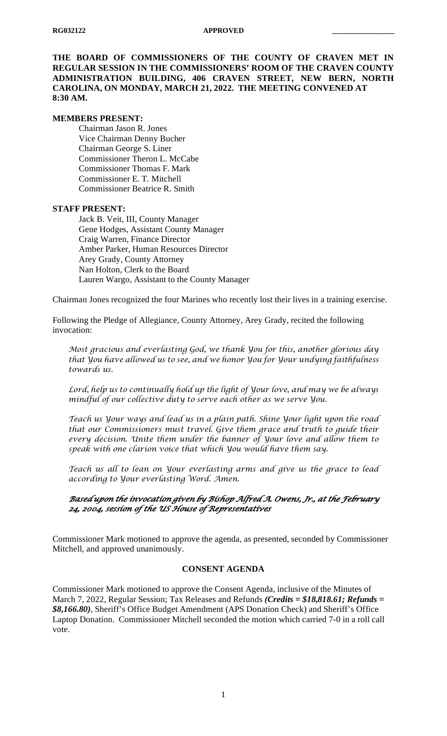RG032122 **APPROVED** ________________

**THE BOARD OF COMMISSIONERS OF THE COUNTY OF CRAVEN MET IN REGULAR SESSION IN THE COMMISSIONERS' ROOM OF THE CRAVEN COUNTY ADMINISTRATION BUILDING, 406 CRAVEN STREET, NEW BERN, NORTH CAROLINA, ON MONDAY, MARCH 21, 2022. THE MEETING CONVENED AT 8:30 AM.**

**MEMBERS PRESENT:**

Chairman Jason R. Jones
Vice Chairman Denny Bucher
Chairman George S. Liner
Commissioner Theron L. McCabe
Commissioner Thomas F. Mark
Commissioner E. T. Mitchell
Commissioner Beatrice R. Smith

**STAFF PRESENT:**

Jack B. Veit, III, County Manager
Gene Hodges, Assistant County Manager
Craig Warren, Finance Director
Amber Parker, Human Resources Director
Arey Grady, County Attorney
Nan Holton, Clerk to the Board
Lauren Wargo, Assistant to the County Manager

Chairman Jones recognized the four Marines who recently lost their lives in a training exercise.

Following the Pledge of Allegiance, County Attorney, Arey Grady, recited the following invocation:

*Most gracious and everlasting God, we thank You for this, another glorious day that You have allowed us to see, and we honor You for Your undying faithfulness towards us.*

*Lord, help us to continually hold up the light of Your love, and may we be always mindful of our collective duty to serve each other as we serve You.*

*Teach us Your ways and lead us in a plain path. Shine Your light upon the road that our Commissioners must travel. Give them grace and truth to guide their every decision. Unite them under the banner of Your love and allow them to speak with one clarion voice that which You would have them say.*

*Teach us all to lean on Your everlasting arms and give us the grace to lead according to Your everlasting Word. Amen.*

***Based upon the invocation given by Bishop Alfred A. Owens, Jr., at the February 24, 2004, session of the US House of Representatives***

Commissioner Mark motioned to approve the agenda, as presented, seconded by Commissioner Mitchell, and approved unanimously.

## CONSENT AGENDA

Commissioner Mark motioned to approve the Consent Agenda, inclusive of the Minutes of March 7, 2022, Regular Session; Tax Releases and Refunds ***(Credits = $18,818.61; Refunds = $8,166.80)***, Sheriff's Office Budget Amendment (APS Donation Check) and Sheriff's Office Laptop Donation. Commissioner Mitchell seconded the motion which carried 7-0 in a roll call vote.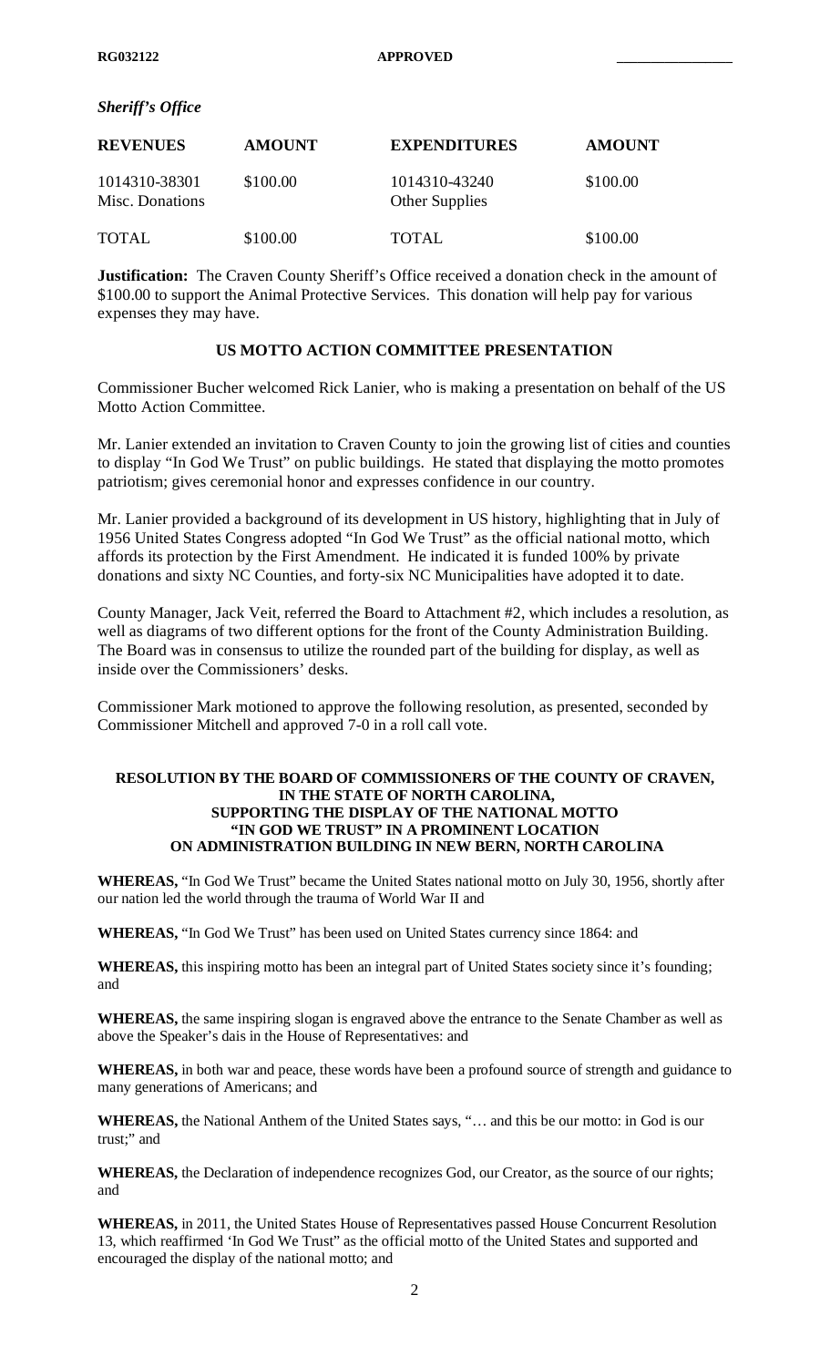*Sheriff's Office*

| REVENUES | AMOUNT | EXPENDITURES | AMOUNT |
|---|---|---|---|
| 1014310-38301 Misc. Donations | $100.00 | 1014310-43240 Other Supplies | $100.00 |
| TOTAL | $100.00 | TOTAL | $100.00 |

**Justification:** The Craven County Sheriff's Office received a donation check in the amount of $100.00 to support the Animal Protective Services. This donation will help pay for various expenses they may have.

## US MOTTO ACTION COMMITTEE PRESENTATION

Commissioner Bucher welcomed Rick Lanier, who is making a presentation on behalf of the US Motto Action Committee.

Mr. Lanier extended an invitation to Craven County to join the growing list of cities and counties to display "In God We Trust" on public buildings. He stated that displaying the motto promotes patriotism; gives ceremonial honor and expresses confidence in our country.

Mr. Lanier provided a background of its development in US history, highlighting that in July of 1956 United States Congress adopted "In God We Trust" as the official national motto, which affords its protection by the First Amendment. He indicated it is funded 100% by private donations and sixty NC Counties, and forty-six NC Municipalities have adopted it to date.

County Manager, Jack Veit, referred the Board to Attachment #2, which includes a resolution, as well as diagrams of two different options for the front of the County Administration Building. The Board was in consensus to utilize the rounded part of the building for display, as well as inside over the Commissioners' desks.

Commissioner Mark motioned to approve the following resolution, as presented, seconded by Commissioner Mitchell and approved 7-0 in a roll call vote.

**RESOLUTION BY THE BOARD OF COMMISSIONERS OF THE COUNTY OF CRAVEN, IN THE STATE OF NORTH CAROLINA, SUPPORTING THE DISPLAY OF THE NATIONAL MOTTO "IN GOD WE TRUST" IN A PROMINENT LOCATION ON ADMINISTRATION BUILDING IN NEW BERN, NORTH CAROLINA**

**WHEREAS,** "In God We Trust" became the United States national motto on July 30, 1956, shortly after our nation led the world through the trauma of World War II and

**WHEREAS,** "In God We Trust" has been used on United States currency since 1864: and

**WHEREAS,** this inspiring motto has been an integral part of United States society since it's founding; and

**WHEREAS,** the same inspiring slogan is engraved above the entrance to the Senate Chamber as well as above the Speaker's dais in the House of Representatives: and

**WHEREAS,** in both war and peace, these words have been a profound source of strength and guidance to many generations of Americans; and

**WHEREAS,** the National Anthem of the United States says, "… and this be our motto: in God is our trust;" and

**WHEREAS,** the Declaration of independence recognizes God, our Creator, as the source of our rights; and

**WHEREAS,** in 2011, the United States House of Representatives passed House Concurrent Resolution 13, which reaffirmed 'In God We Trust" as the official motto of the United States and supported and encouraged the display of the national motto; and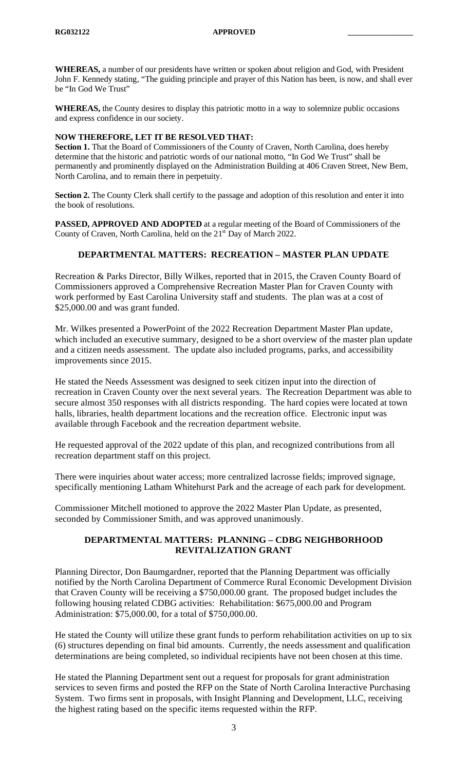**WHEREAS,** a number of our presidents have written or spoken about religion and God, with President John F. Kennedy stating, "The guiding principle and prayer of this Nation has been, is now, and shall ever be "In God We Trust"

**WHEREAS,** the County desires to display this patriotic motto in a way to solemnize public occasions and express confidence in our society.

**NOW THEREFORE, LET IT BE RESOLVED THAT:**
**Section 1.** That the Board of Commissioners of the County of Craven, North Carolina, does hereby determine that the historic and patriotic words of our national motto, "In God We Trust" shall be permanently and prominently displayed on the Administration Building at 406 Craven Street, New Bern, North Carolina, and to remain there in perpetuity.

**Section 2.** The County Clerk shall certify to the passage and adoption of this resolution and enter it into the book of resolutions.

**PASSED, APPROVED AND ADOPTED** at a regular meeting of the Board of Commissioners of the County of Craven, North Carolina, held on the 21st Day of March 2022.

## DEPARTMENTAL MATTERS: RECREATION – MASTER PLAN UPDATE

Recreation & Parks Director, Billy Wilkes, reported that in 2015, the Craven County Board of Commissioners approved a Comprehensive Recreation Master Plan for Craven County with work performed by East Carolina University staff and students. The plan was at a cost of \$25,000.00 and was grant funded.

Mr. Wilkes presented a PowerPoint of the 2022 Recreation Department Master Plan update, which included an executive summary, designed to be a short overview of the master plan update and a citizen needs assessment. The update also included programs, parks, and accessibility improvements since 2015.

He stated the Needs Assessment was designed to seek citizen input into the direction of recreation in Craven County over the next several years. The Recreation Department was able to secure almost 350 responses with all districts responding. The hard copies were located at town halls, libraries, health department locations and the recreation office. Electronic input was available through Facebook and the recreation department website.

He requested approval of the 2022 update of this plan, and recognized contributions from all recreation department staff on this project.

There were inquiries about water access; more centralized lacrosse fields; improved signage, specifically mentioning Latham Whitehurst Park and the acreage of each park for development.

Commissioner Mitchell motioned to approve the 2022 Master Plan Update, as presented, seconded by Commissioner Smith, and was approved unanimously.

## DEPARTMENTAL MATTERS: PLANNING – CDBG NEIGHBORHOOD REVITALIZATION GRANT

Planning Director, Don Baumgardner, reported that the Planning Department was officially notified by the North Carolina Department of Commerce Rural Economic Development Division that Craven County will be receiving a \$750,000.00 grant. The proposed budget includes the following housing related CDBG activities: Rehabilitation: \$675,000.00 and Program Administration: \$75,000.00, for a total of \$750,000.00.

He stated the County will utilize these grant funds to perform rehabilitation activities on up to six (6) structures depending on final bid amounts. Currently, the needs assessment and qualification determinations are being completed, so individual recipients have not been chosen at this time.

He stated the Planning Department sent out a request for proposals for grant administration services to seven firms and posted the RFP on the State of North Carolina Interactive Purchasing System. Two firms sent in proposals, with Insight Planning and Development, LLC, receiving the highest rating based on the specific items requested within the RFP.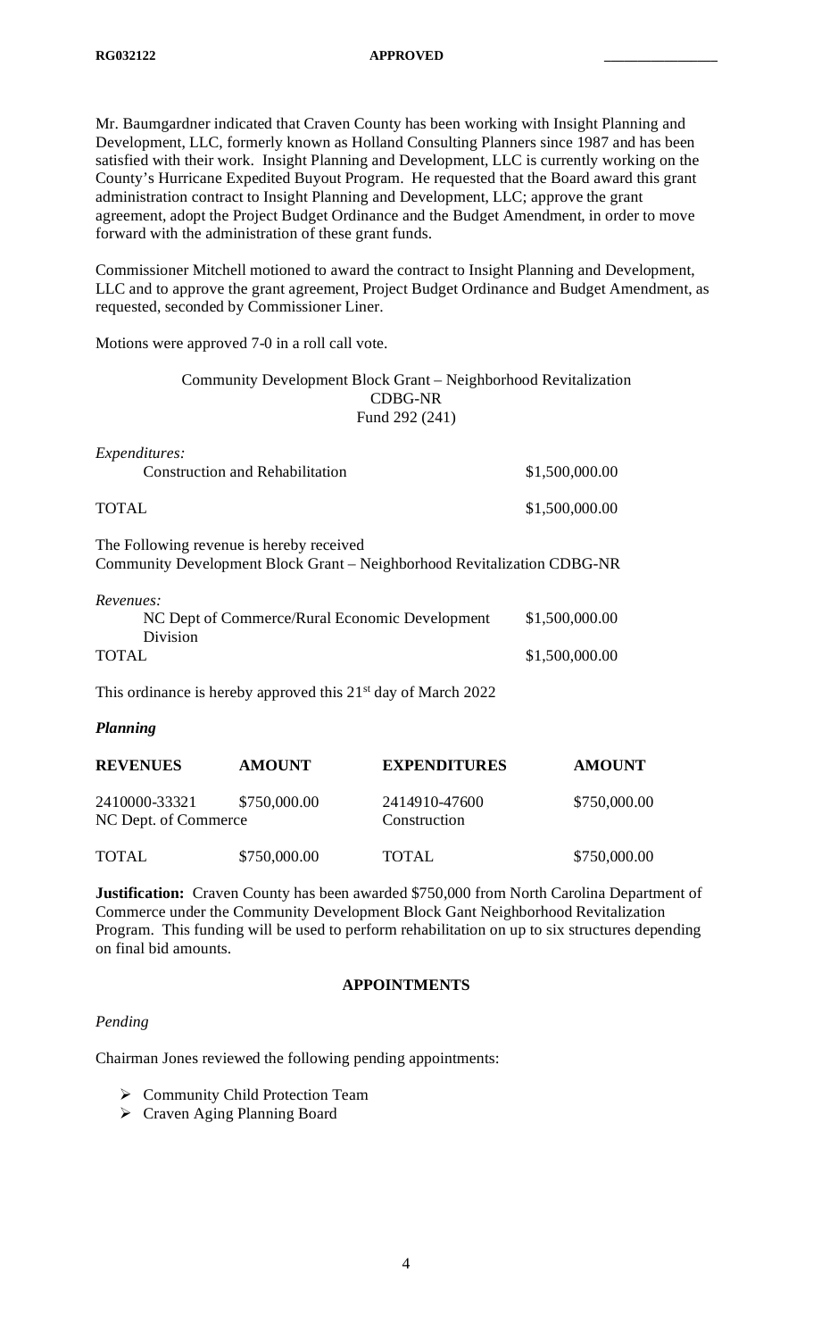Mr. Baumgardner indicated that Craven County has been working with Insight Planning and Development, LLC, formerly known as Holland Consulting Planners since 1987 and has been satisfied with their work. Insight Planning and Development, LLC is currently working on the County's Hurricane Expedited Buyout Program. He requested that the Board award this grant administration contract to Insight Planning and Development, LLC; approve the grant agreement, adopt the Project Budget Ordinance and the Budget Amendment, in order to move forward with the administration of these grant funds.

Commissioner Mitchell motioned to award the contract to Insight Planning and Development, LLC and to approve the grant agreement, Project Budget Ordinance and Budget Amendment, as requested, seconded by Commissioner Liner.

Motions were approved 7-0 in a roll call vote.

Community Development Block Grant – Neighborhood Revitalization
CDBG-NR
Fund 292 (241)

*Expenditures:*

| | |
|---|---|
| Construction and Rehabilitation | \$1,500,000.00 |
| TOTAL | \$1,500,000.00 |

The Following revenue is hereby received
Community Development Block Grant – Neighborhood Revitalization CDBG-NR

*Revenues:*

| | |
|---|---|
| NC Dept of Commerce/Rural Economic Development Division | \$1,500,000.00 |
| TOTAL | \$1,500,000.00 |

This ordinance is hereby approved this 21st day of March 2022

***Planning***

| REVENUES | AMOUNT | EXPENDITURES | AMOUNT |
|---|---|---|---|
| 2410000-33321 NC Dept. of Commerce | \$750,000.00 | 2414910-47600 Construction | \$750,000.00 |
| TOTAL | \$750,000.00 | TOTAL | \$750,000.00 |

**Justification:** Craven County has been awarded \$750,000 from North Carolina Department of Commerce under the Community Development Block Gant Neighborhood Revitalization Program. This funding will be used to perform rehabilitation on up to six structures depending on final bid amounts.

**APPOINTMENTS**

*Pending*

Chairman Jones reviewed the following pending appointments:

- Community Child Protection Team
- Craven Aging Planning Board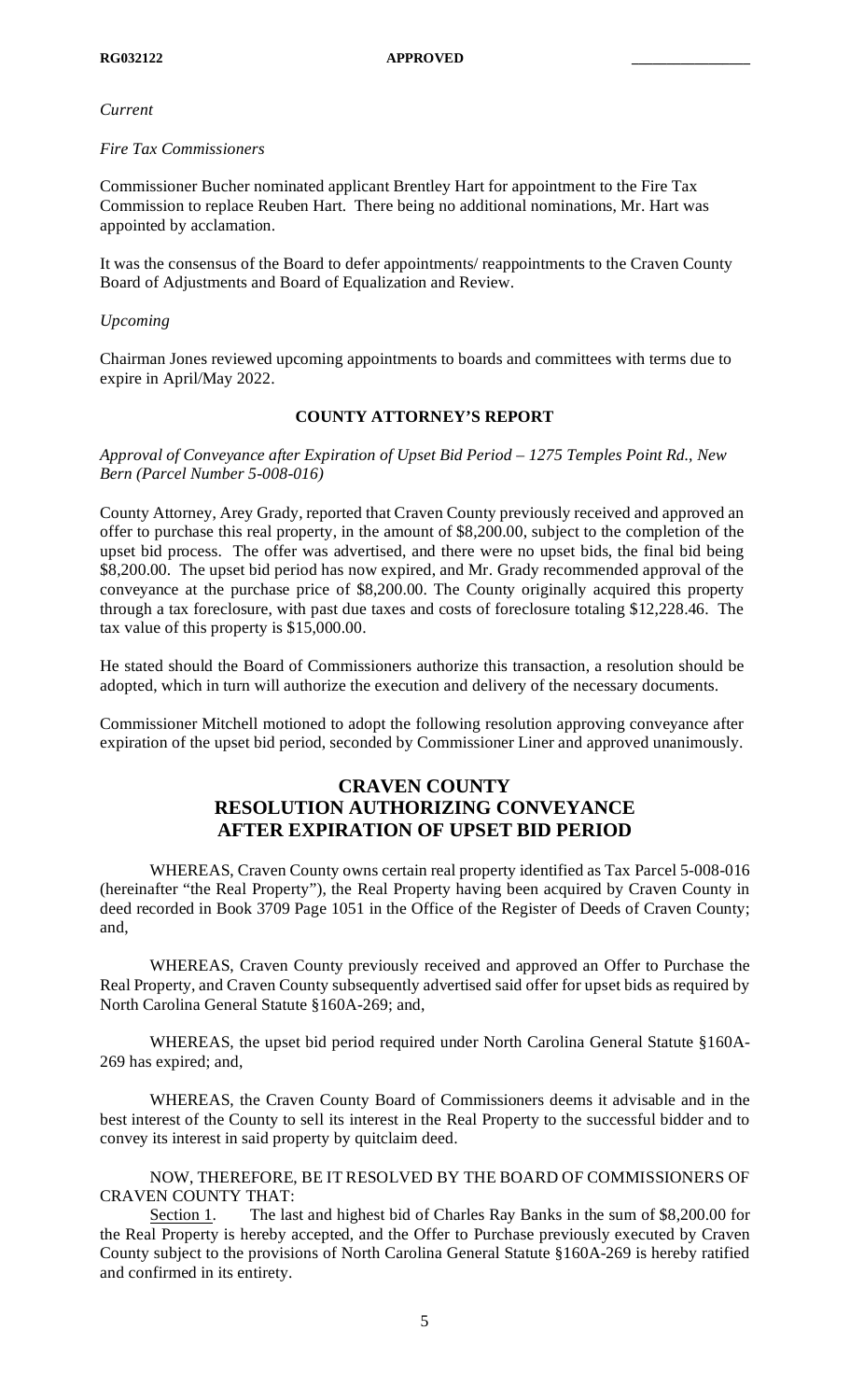*Current*

*Fire Tax Commissioners*

Commissioner Bucher nominated applicant Brentley Hart for appointment to the Fire Tax Commission to replace Reuben Hart. There being no additional nominations, Mr. Hart was appointed by acclamation.

It was the consensus of the Board to defer appointments/ reappointments to the Craven County Board of Adjustments and Board of Equalization and Review.

*Upcoming*

Chairman Jones reviewed upcoming appointments to boards and committees with terms due to expire in April/May 2022.

## COUNTY ATTORNEY'S REPORT

*Approval of Conveyance after Expiration of Upset Bid Period – 1275 Temples Point Rd., New Bern (Parcel Number 5-008-016)*

County Attorney, Arey Grady, reported that Craven County previously received and approved an offer to purchase this real property, in the amount of $8,200.00, subject to the completion of the upset bid process. The offer was advertised, and there were no upset bids, the final bid being $8,200.00. The upset bid period has now expired, and Mr. Grady recommended approval of the conveyance at the purchase price of $8,200.00. The County originally acquired this property through a tax foreclosure, with past due taxes and costs of foreclosure totaling $12,228.46. The tax value of this property is $15,000.00.

He stated should the Board of Commissioners authorize this transaction, a resolution should be adopted, which in turn will authorize the execution and delivery of the necessary documents.

Commissioner Mitchell motioned to adopt the following resolution approving conveyance after expiration of the upset bid period, seconded by Commissioner Liner and approved unanimously.

## CRAVEN COUNTY
## RESOLUTION AUTHORIZING CONVEYANCE AFTER EXPIRATION OF UPSET BID PERIOD

WHEREAS, Craven County owns certain real property identified as Tax Parcel 5-008-016 (hereinafter "the Real Property"), the Real Property having been acquired by Craven County in deed recorded in Book 3709 Page 1051 in the Office of the Register of Deeds of Craven County; and,

WHEREAS, Craven County previously received and approved an Offer to Purchase the Real Property, and Craven County subsequently advertised said offer for upset bids as required by North Carolina General Statute §160A-269; and,

WHEREAS, the upset bid period required under North Carolina General Statute §160A-269 has expired; and,

WHEREAS, the Craven County Board of Commissioners deems it advisable and in the best interest of the County to sell its interest in the Real Property to the successful bidder and to convey its interest in said property by quitclaim deed.

NOW, THEREFORE, BE IT RESOLVED BY THE BOARD OF COMMISSIONERS OF CRAVEN COUNTY THAT:

Section 1. The last and highest bid of Charles Ray Banks in the sum of $8,200.00 for the Real Property is hereby accepted, and the Offer to Purchase previously executed by Craven County subject to the provisions of North Carolina General Statute §160A-269 is hereby ratified and confirmed in its entirety.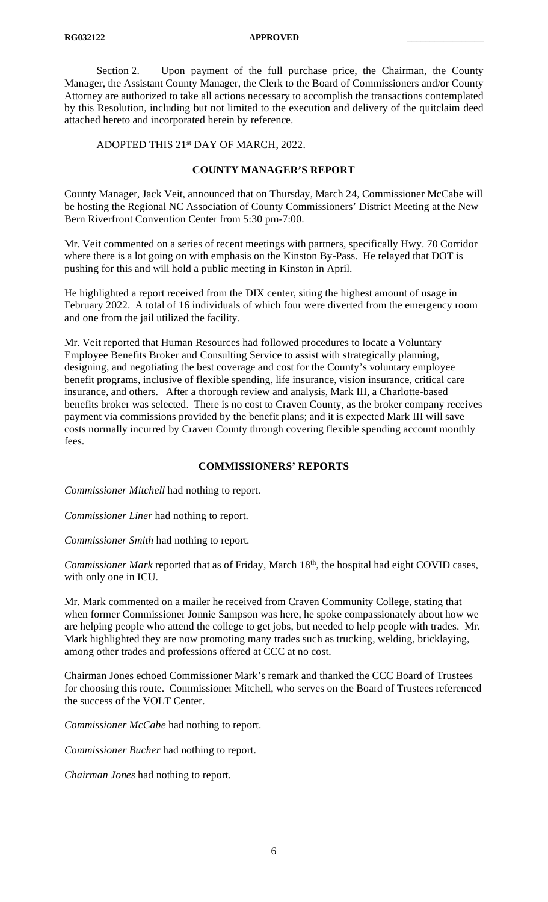Section 2. Upon payment of the full purchase price, the Chairman, the County Manager, the Assistant County Manager, the Clerk to the Board of Commissioners and/or County Attorney are authorized to take all actions necessary to accomplish the transactions contemplated by this Resolution, including but not limited to the execution and delivery of the quitclaim deed attached hereto and incorporated herein by reference.

ADOPTED THIS 21st DAY OF MARCH, 2022.

## COUNTY MANAGER'S REPORT

County Manager, Jack Veit, announced that on Thursday, March 24, Commissioner McCabe will be hosting the Regional NC Association of County Commissioners' District Meeting at the New Bern Riverfront Convention Center from 5:30 pm-7:00.

Mr. Veit commented on a series of recent meetings with partners, specifically Hwy. 70 Corridor where there is a lot going on with emphasis on the Kinston By-Pass. He relayed that DOT is pushing for this and will hold a public meeting in Kinston in April.

He highlighted a report received from the DIX center, siting the highest amount of usage in February 2022. A total of 16 individuals of which four were diverted from the emergency room and one from the jail utilized the facility.

Mr. Veit reported that Human Resources had followed procedures to locate a Voluntary Employee Benefits Broker and Consulting Service to assist with strategically planning, designing, and negotiating the best coverage and cost for the County's voluntary employee benefit programs, inclusive of flexible spending, life insurance, vision insurance, critical care insurance, and others. After a thorough review and analysis, Mark III, a Charlotte-based benefits broker was selected. There is no cost to Craven County, as the broker company receives payment via commissions provided by the benefit plans; and it is expected Mark III will save costs normally incurred by Craven County through covering flexible spending account monthly fees.

## COMMISSIONERS' REPORTS

*Commissioner Mitchell* had nothing to report.

*Commissioner Liner* had nothing to report.

*Commissioner Smith* had nothing to report.

*Commissioner Mark* reported that as of Friday, March 18th, the hospital had eight COVID cases, with only one in ICU.

Mr. Mark commented on a mailer he received from Craven Community College, stating that when former Commissioner Jonnie Sampson was here, he spoke compassionately about how we are helping people who attend the college to get jobs, but needed to help people with trades. Mr. Mark highlighted they are now promoting many trades such as trucking, welding, bricklaying, among other trades and professions offered at CCC at no cost.

Chairman Jones echoed Commissioner Mark's remark and thanked the CCC Board of Trustees for choosing this route. Commissioner Mitchell, who serves on the Board of Trustees referenced the success of the VOLT Center.

*Commissioner McCabe* had nothing to report.

*Commissioner Bucher* had nothing to report.

*Chairman Jones* had nothing to report.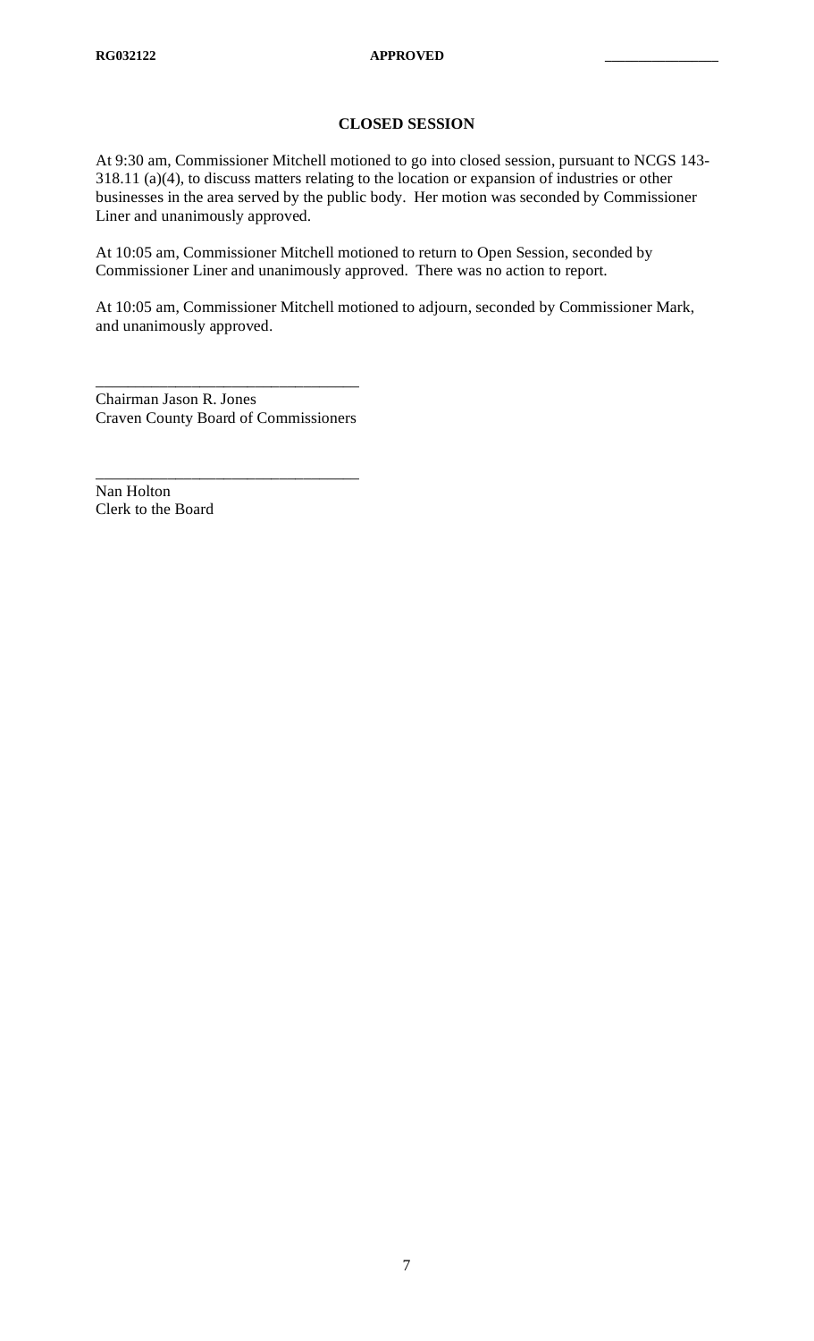## CLOSED SESSION

At 9:30 am, Commissioner Mitchell motioned to go into closed session, pursuant to NCGS 143-318.11 (a)(4), to discuss matters relating to the location or expansion of industries or other businesses in the area served by the public body. Her motion was seconded by Commissioner Liner and unanimously approved.

At 10:05 am, Commissioner Mitchell motioned to return to Open Session, seconded by Commissioner Liner and unanimously approved. There was no action to report.

At 10:05 am, Commissioner Mitchell motioned to adjourn, seconded by Commissioner Mark, and unanimously approved.

_________________________________

Chairman Jason R. Jones
Craven County Board of Commissioners

_________________________________

Nan Holton
Clerk to the Board